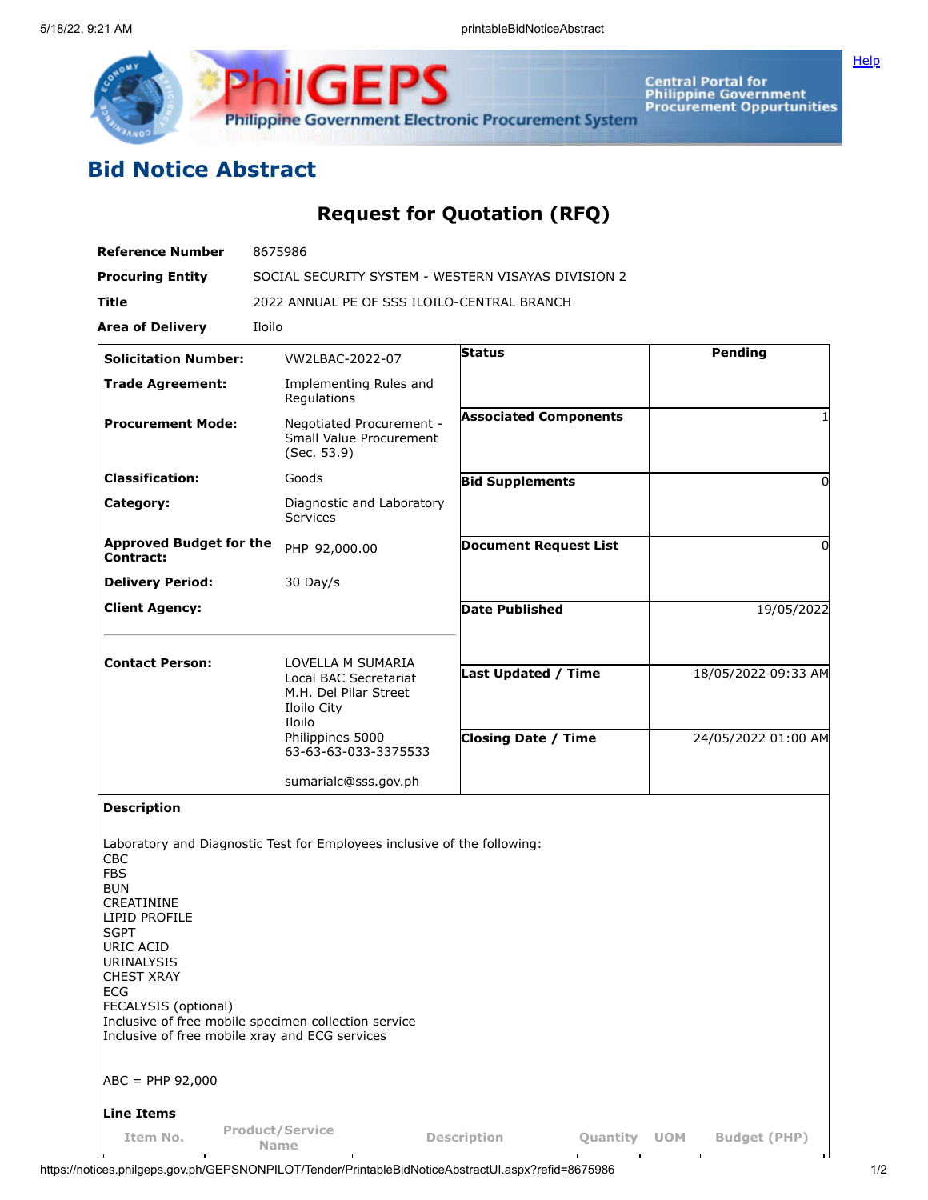# Bid Notice Abstract

## Request for Quotation (RFQ)

| | |
|---|---|
| **Reference Number** | 8675986 |
| **Procuring Entity** | SOCIAL SECURITY SYSTEM - WESTERN VISAYAS DIVISION 2 |
| **Title** | 2022 ANNUAL PE OF SSS ILOILO-CENTRAL BRANCH |
| **Area of Delivery** | Iloilo |

| | | | |
|---|---|---|---|
| **Solicitation Number:** | VW2LBAC-2022-07 | **Status** | Pending |
| **Trade Agreement:** | Implementing Rules and Regulations | | |
| **Procurement Mode:** | Negotiated Procurement - Small Value Procurement (Sec. 53.9) | **Associated Components** | 1 |
| **Classification:** | Goods | **Bid Supplements** | 0 |
| **Category:** | Diagnostic and Laboratory Services | | |
| **Approved Budget for the Contract:** | PHP 92,000.00 | **Document Request List** | 0 |
| **Delivery Period:** | 30 Day/s | | |
| **Client Agency:** | | **Date Published** | 19/05/2022 |
| **Contact Person:** | LOVELLA M SUMARIA<br>Local BAC Secretariat<br>M.H. Del Pilar Street<br>Iloilo City<br>Iloilo<br>Philippines 5000<br>63-63-63-033-3375533<br><br>sumarialc@sss.gov.ph | **Last Updated / Time** | 18/05/2022 09:33 AM |
| | | **Closing Date / Time** | 24/05/2022 01:00 AM |

**Description**

Laboratory and Diagnostic Test for Employees inclusive of the following:
CBC
FBS
BUN
CREATININE
LIPID PROFILE
SGPT
URIC ACID
URINALYSIS
CHEST XRAY
ECG
FECALYSIS (optional)
Inclusive of free mobile specimen collection service
Inclusive of free mobile xray and ECG services

ABC = PHP 92,000

**Line Items**

| Item No. | Product/Service Name | Description | Quantity | UOM | Budget (PHP) |
|---|---|---|---|---|---|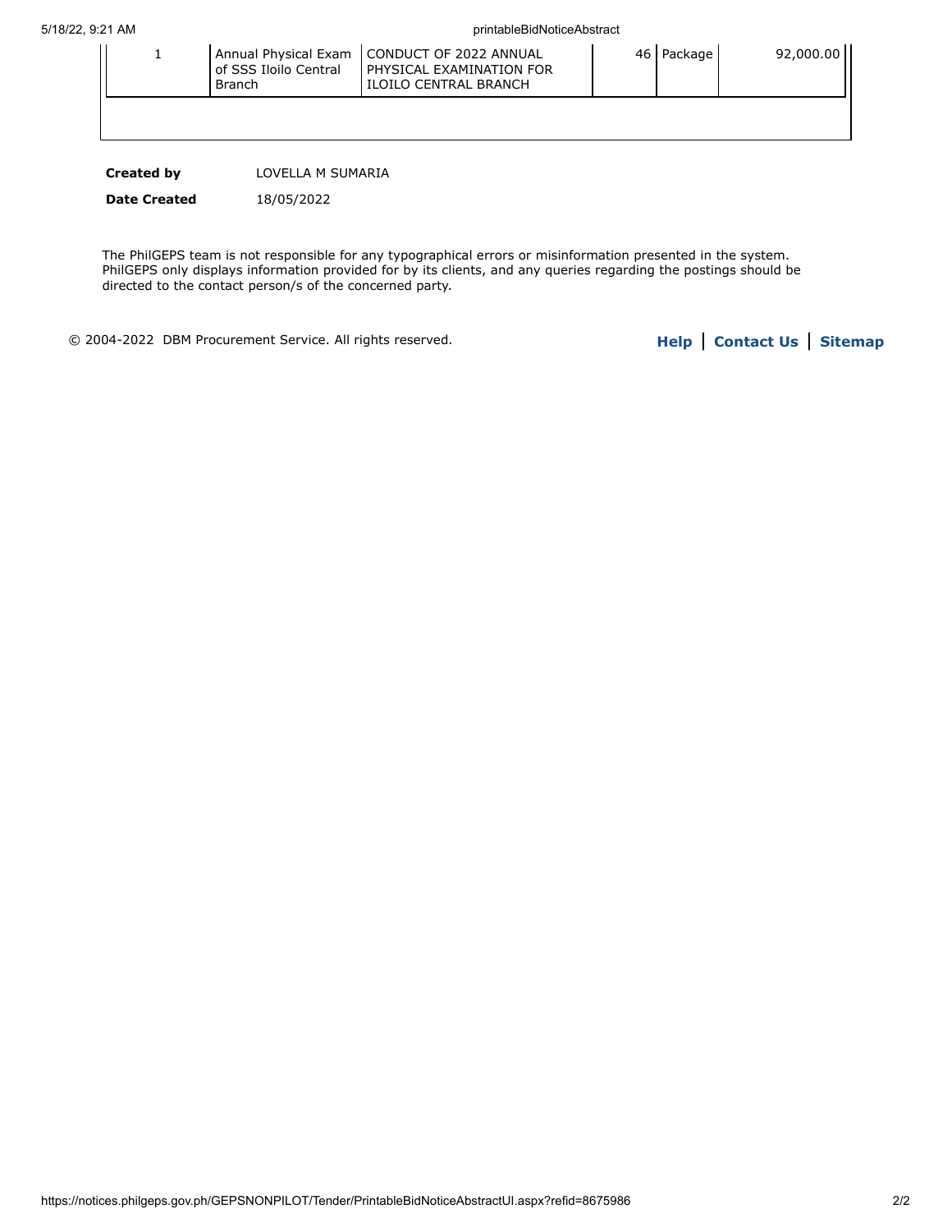| | | | | | |
|---|---|---|---|---|---|
| 1 | Annual Physical Exam of SSS Iloilo Central Branch | CONDUCT OF 2022 ANNUAL PHYSICAL EXAMINATION FOR ILOILO CENTRAL BRANCH | 46 | Package | 92,000.00 |

**Created by** LOVELLA M SUMARIA

**Date Created** 18/05/2022

The PhilGEPS team is not responsible for any typographical errors or misinformation presented in the system. PhilGEPS only displays information provided for by its clients, and any queries regarding the postings should be directed to the contact person/s of the concerned party.

© 2004-2022 DBM Procurement Service. All rights reserved.

**Help** | **Contact Us** | **Sitemap**